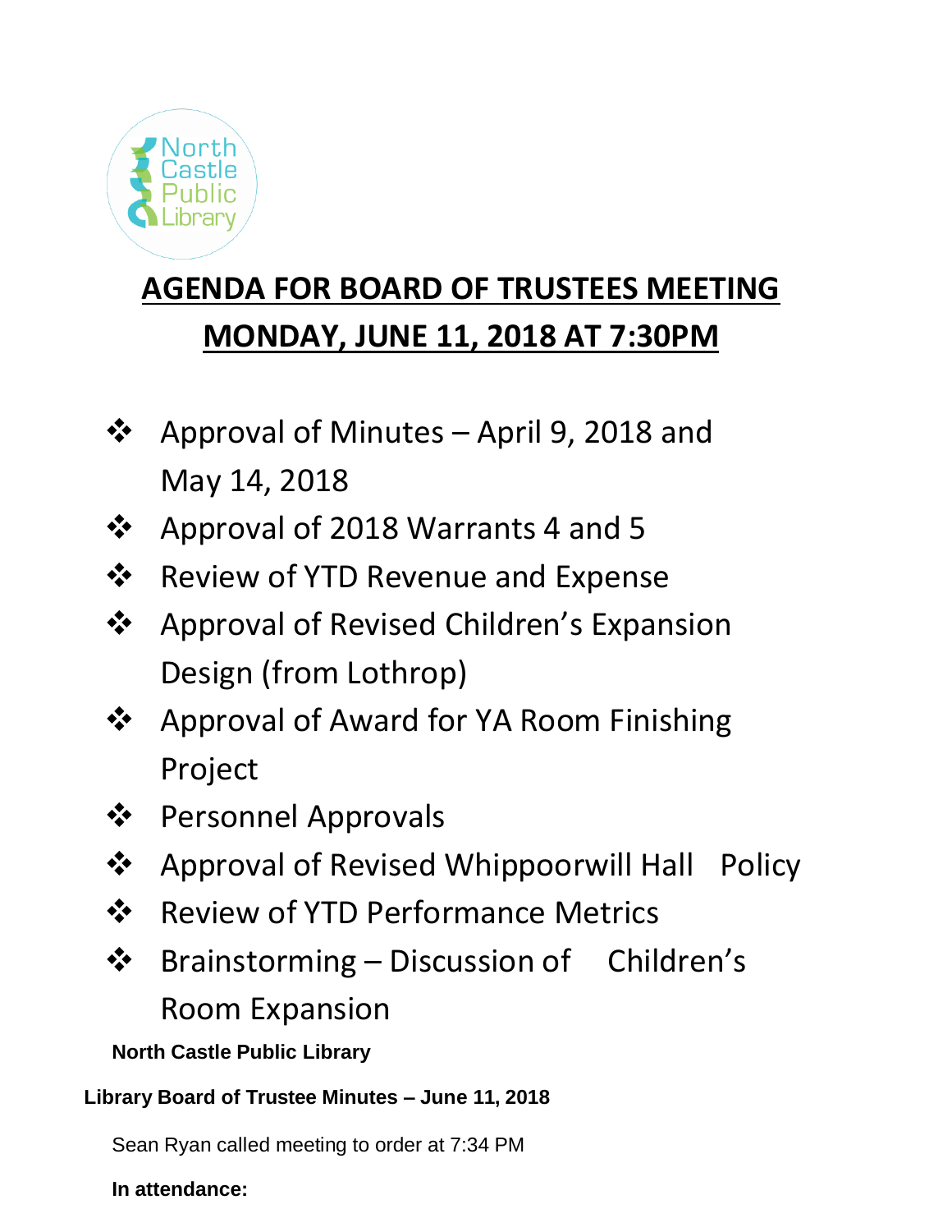North Castle Public Library

# AGENDA FOR BOARD OF TRUSTEES MEETING
# MONDAY, JUNE 11, 2018 AT 7:30PM

- Approval of Minutes – April 9, 2018 and May 14, 2018
- Approval of 2018 Warrants 4 and 5
- Review of YTD Revenue and Expense
- Approval of Revised Children's Expansion Design (from Lothrop)
- Approval of Award for YA Room Finishing Project
- Personnel Approvals
- Approval of Revised Whippoorwill Hall Policy
- Review of YTD Performance Metrics
- Brainstorming – Discussion of Children's Room Expansion

**North Castle Public Library**

**Library Board of Trustee Minutes – June 11, 2018**

Sean Ryan called meeting to order at 7:34 PM

**In attendance:**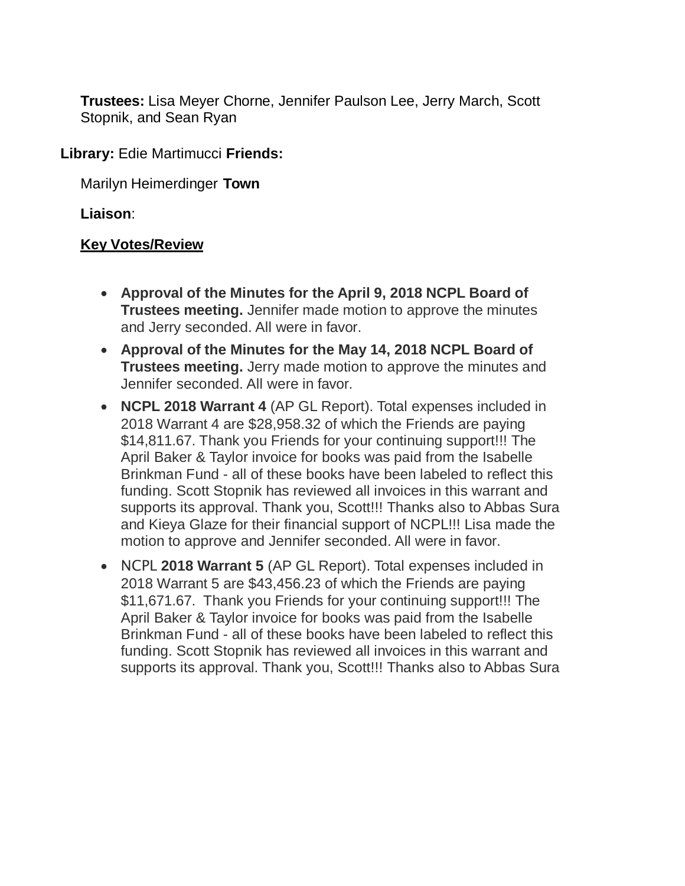**Trustees:** Lisa Meyer Chorne, Jennifer Paulson Lee, Jerry March, Scott Stopnik, and Sean Ryan

**Library:** Edie Martimucci **Friends:**

Marilyn Heimerdinger **Town**

**Liaison**:

**Key Votes/Review**

- **Approval of the Minutes for the April 9, 2018 NCPL Board of Trustees meeting.** Jennifer made motion to approve the minutes and Jerry seconded. All were in favor.
- **Approval of the Minutes for the May 14, 2018 NCPL Board of Trustees meeting.** Jerry made motion to approve the minutes and Jennifer seconded. All were in favor.
- **NCPL 2018 Warrant 4** (AP GL Report). Total expenses included in 2018 Warrant 4 are $28,958.32 of which the Friends are paying $14,811.67. Thank you Friends for your continuing support!!! The April Baker & Taylor invoice for books was paid from the Isabelle Brinkman Fund - all of these books have been labeled to reflect this funding. Scott Stopnik has reviewed all invoices in this warrant and supports its approval. Thank you, Scott!!! Thanks also to Abbas Sura and Kieya Glaze for their financial support of NCPL!!! Lisa made the motion to approve and Jennifer seconded. All were in favor.
- NCPL **2018 Warrant 5** (AP GL Report). Total expenses included in 2018 Warrant 5 are $43,456.23 of which the Friends are paying $11,671.67. Thank you Friends for your continuing support!!! The April Baker & Taylor invoice for books was paid from the Isabelle Brinkman Fund - all of these books have been labeled to reflect this funding. Scott Stopnik has reviewed all invoices in this warrant and supports its approval. Thank you, Scott!!! Thanks also to Abbas Sura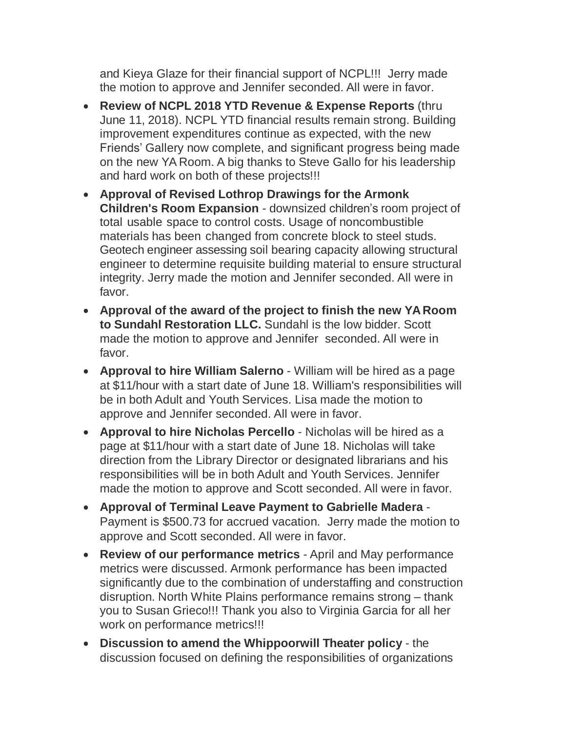and Kieya Glaze for their financial support of NCPL!!! Jerry made the motion to approve and Jennifer seconded. All were in favor.

- **Review of NCPL 2018 YTD Revenue & Expense Reports** (thru June 11, 2018). NCPL YTD financial results remain strong. Building improvement expenditures continue as expected, with the new Friends' Gallery now complete, and significant progress being made on the new YA Room. A big thanks to Steve Gallo for his leadership and hard work on both of these projects!!!
- **Approval of Revised Lothrop Drawings for the Armonk Children's Room Expansion** - downsized children's room project of total usable space to control costs. Usage of noncombustible materials has been changed from concrete block to steel studs. Geotech engineer assessing soil bearing capacity allowing structural engineer to determine requisite building material to ensure structural integrity. Jerry made the motion and Jennifer seconded. All were in favor.
- **Approval of the award of the project to finish the new YA Room to Sundahl Restoration LLC.** Sundahl is the low bidder. Scott made the motion to approve and Jennifer seconded. All were in favor.
- **Approval to hire William Salerno** - William will be hired as a page at $11/hour with a start date of June 18. William's responsibilities will be in both Adult and Youth Services. Lisa made the motion to approve and Jennifer seconded. All were in favor.
- **Approval to hire Nicholas Percello** - Nicholas will be hired as a page at $11/hour with a start date of June 18. Nicholas will take direction from the Library Director or designated librarians and his responsibilities will be in both Adult and Youth Services. Jennifer made the motion to approve and Scott seconded. All were in favor.
- **Approval of Terminal Leave Payment to Gabrielle Madera** - Payment is $500.73 for accrued vacation. Jerry made the motion to approve and Scott seconded. All were in favor.
- **Review of our performance metrics** - April and May performance metrics were discussed. Armonk performance has been impacted significantly due to the combination of understaffing and construction disruption. North White Plains performance remains strong – thank you to Susan Grieco!!! Thank you also to Virginia Garcia for all her work on performance metrics!!!
- **Discussion to amend the Whippoorwill Theater policy** - the discussion focused on defining the responsibilities of organizations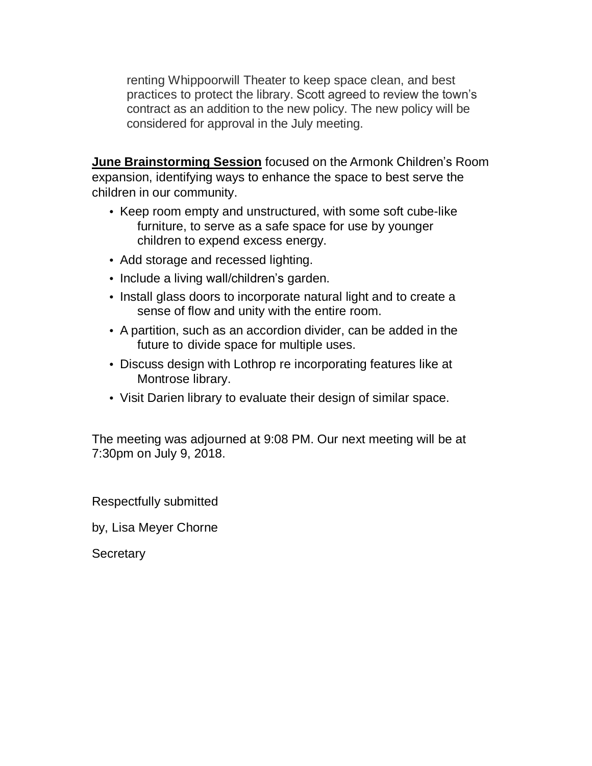renting Whippoorwill Theater to keep space clean, and best practices to protect the library. Scott agreed to review the town's contract as an addition to the new policy. The new policy will be considered for approval in the July meeting.

**June Brainstorming Session** focused on the Armonk Children's Room expansion, identifying ways to enhance the space to best serve the children in our community.

- Keep room empty and unstructured, with some soft cube-like furniture, to serve as a safe space for use by younger children to expend excess energy.
- Add storage and recessed lighting.
- Include a living wall/children's garden.
- Install glass doors to incorporate natural light and to create a sense of flow and unity with the entire room.
- A partition, such as an accordion divider, can be added in the future to divide space for multiple uses.
- Discuss design with Lothrop re incorporating features like at Montrose library.
- Visit Darien library to evaluate their design of similar space.

The meeting was adjourned at 9:08 PM. Our next meeting will be at 7:30pm on July 9, 2018.

Respectfully submitted

by, Lisa Meyer Chorne

Secretary